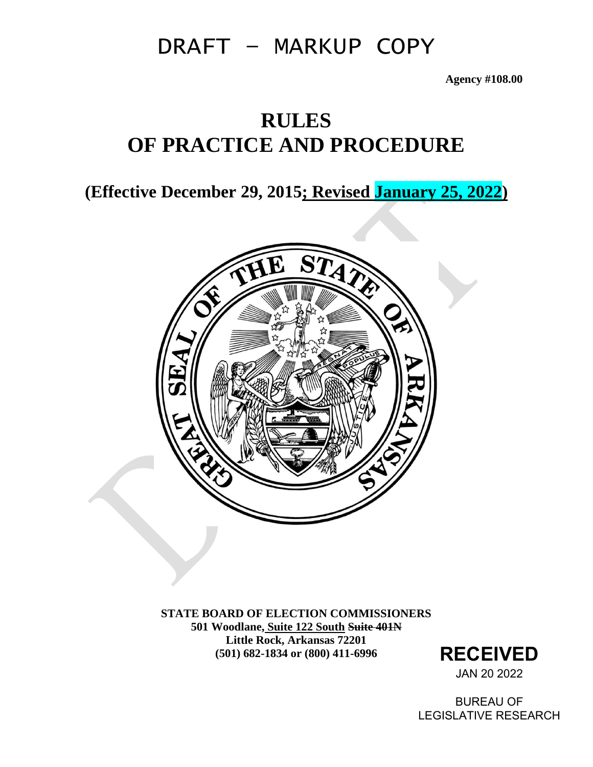DRAFT – MARKUP COPY

**Agency #108.00**

# RULES
# OF PRACTICE AND PROCEDURE

## (Effective December 29, 2015; Revised January 25, 2022)

**STATE BOARD OF ELECTION COMMISSIONERS**
**501 Woodlane, Suite 122 South ~~Suite 401N~~**
**Little Rock, Arkansas 72201**
**(501) 682-1834 or (800) 411-6996**

RECEIVED
JAN 20 2022
BUREAU OF
LEGISLATIVE RESEARCH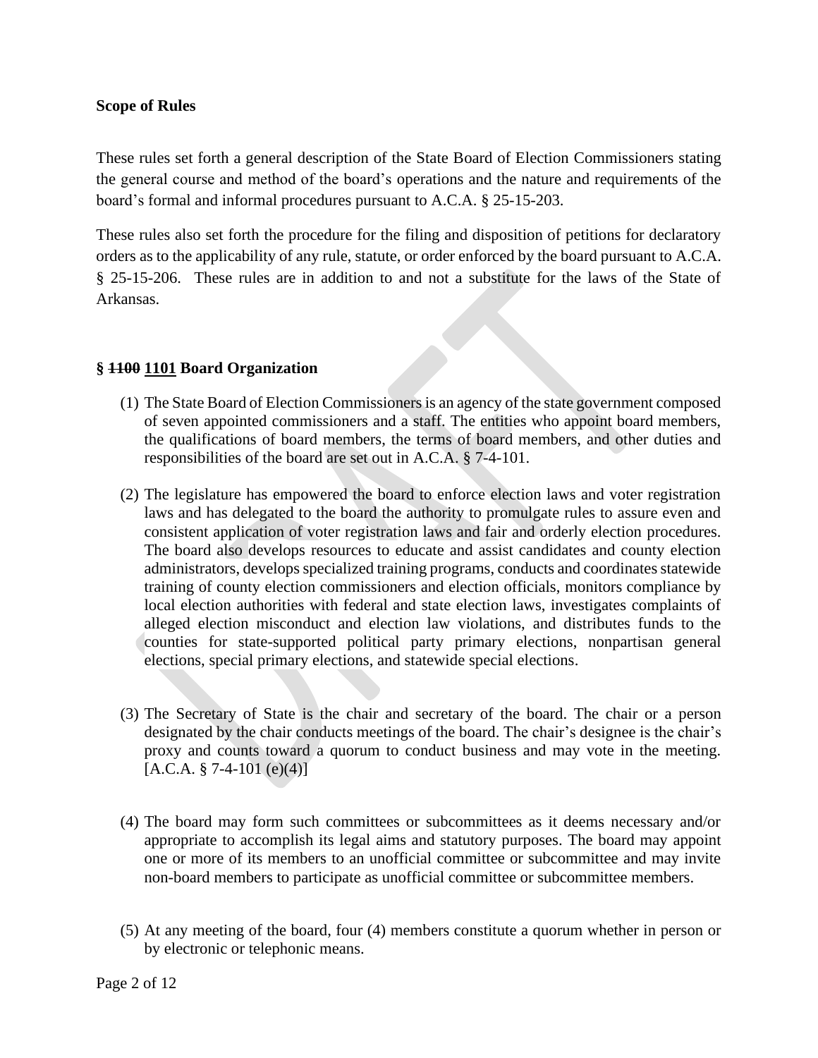**Scope of Rules**

These rules set forth a general description of the State Board of Election Commissioners stating the general course and method of the board's operations and the nature and requirements of the board's formal and informal procedures pursuant to A.C.A. § 25-15-203.

These rules also set forth the procedure for the filing and disposition of petitions for declaratory orders as to the applicability of any rule, statute, or order enforced by the board pursuant to A.C.A. § 25-15-206. These rules are in addition to and not a substitute for the laws of the State of Arkansas.

**§ ~~1100~~ <u>1101</u> Board Organization**

(1) The State Board of Election Commissioners is an agency of the state government composed of seven appointed commissioners and a staff. The entities who appoint board members, the qualifications of board members, the terms of board members, and other duties and responsibilities of the board are set out in A.C.A. § 7-4-101.

(2) The legislature has empowered the board to enforce election laws and voter registration laws and has delegated to the board the authority to promulgate rules to assure even and consistent application of voter registration laws and fair and orderly election procedures. The board also develops resources to educate and assist candidates and county election administrators, develops specialized training programs, conducts and coordinates statewide training of county election commissioners and election officials, monitors compliance by local election authorities with federal and state election laws, investigates complaints of alleged election misconduct and election law violations, and distributes funds to the counties for state-supported political party primary elections, nonpartisan general elections, special primary elections, and statewide special elections.

(3) The Secretary of State is the chair and secretary of the board. The chair or a person designated by the chair conducts meetings of the board. The chair's designee is the chair's proxy and counts toward a quorum to conduct business and may vote in the meeting. [A.C.A. § 7-4-101 (e)(4)]

(4) The board may form such committees or subcommittees as it deems necessary and/or appropriate to accomplish its legal aims and statutory purposes. The board may appoint one or more of its members to an unofficial committee or subcommittee and may invite non-board members to participate as unofficial committee or subcommittee members.

(5) At any meeting of the board, four (4) members constitute a quorum whether in person or by electronic or telephonic means.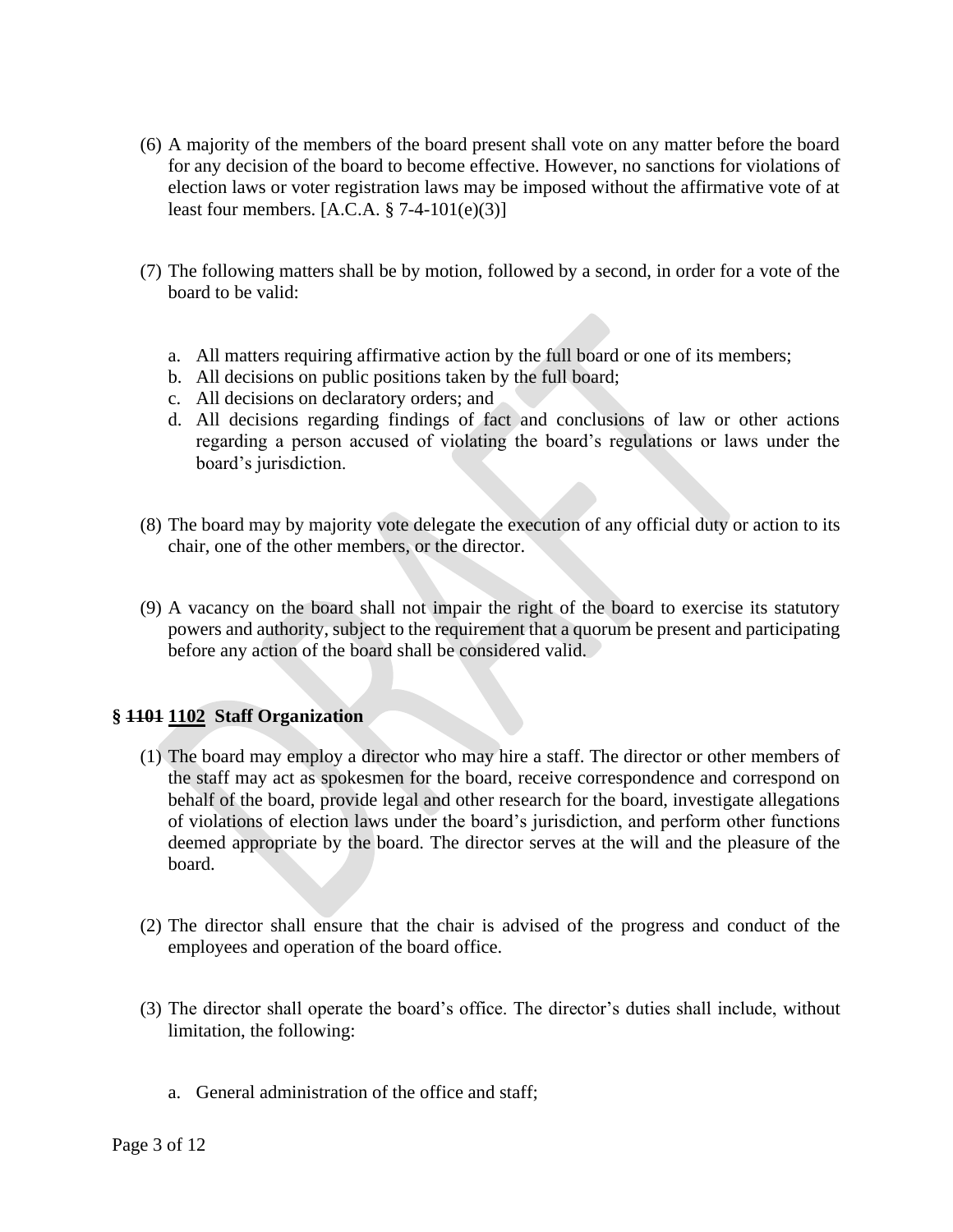(6) A majority of the members of the board present shall vote on any matter before the board for any decision of the board to become effective. However, no sanctions for violations of election laws or voter registration laws may be imposed without the affirmative vote of at least four members. [A.C.A. § 7-4-101(e)(3)]

(7) The following matters shall be by motion, followed by a second, in order for a vote of the board to be valid:

   a. All matters requiring affirmative action by the full board or one of its members;
   b. All decisions on public positions taken by the full board;
   c. All decisions on declaratory orders; and
   d. All decisions regarding findings of fact and conclusions of law or other actions regarding a person accused of violating the board's regulations or laws under the board's jurisdiction.

(8) The board may by majority vote delegate the execution of any official duty or action to its chair, one of the other members, or the director.

(9) A vacancy on the board shall not impair the right of the board to exercise its statutory powers and authority, subject to the requirement that a quorum be present and participating before any action of the board shall be considered valid.

### § ~~1101~~ <u>1102</u> Staff Organization

(1) The board may employ a director who may hire a staff. The director or other members of the staff may act as spokesmen for the board, receive correspondence and correspond on behalf of the board, provide legal and other research for the board, investigate allegations of violations of election laws under the board's jurisdiction, and perform other functions deemed appropriate by the board. The director serves at the will and the pleasure of the board.

(2) The director shall ensure that the chair is advised of the progress and conduct of the employees and operation of the board office.

(3) The director shall operate the board's office. The director's duties shall include, without limitation, the following:

   a. General administration of the office and staff;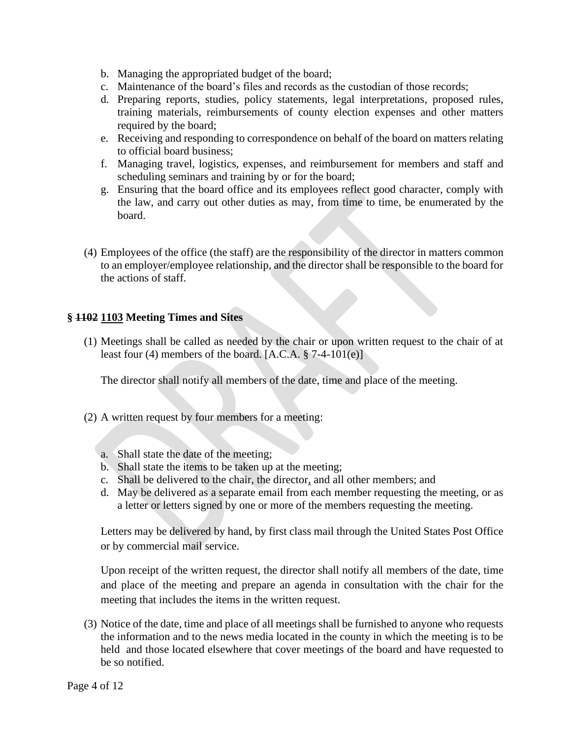b. Managing the appropriated budget of the board;
c. Maintenance of the board's files and records as the custodian of those records;
d. Preparing reports, studies, policy statements, legal interpretations, proposed rules, training materials, reimbursements of county election expenses and other matters required by the board;
e. Receiving and responding to correspondence on behalf of the board on matters relating to official board business;
f. Managing travel, logistics, expenses, and reimbursement for members and staff and scheduling seminars and training by or for the board;
g. Ensuring that the board office and its employees reflect good character, comply with the law, and carry out other duties as may, from time to time, be enumerated by the board.

(4) Employees of the office (the staff) are the responsibility of the director in matters common to an employer/employee relationship, and the director shall be responsible to the board for the actions of staff.

### § ~~1102~~ <u>1103</u> Meeting Times and Sites

(1) Meetings shall be called as needed by the chair or upon written request to the chair of at least four (4) members of the board. [A.C.A. § 7-4-101(e)]

The director shall notify all members of the date, time and place of the meeting.

(2) A written request by four members for a meeting:

a. Shall state the date of the meeting;
b. Shall state the items to be taken up at the meeting;
c. Shall be delivered to the chair, the director, and all other members; and
d. May be delivered as a separate email from each member requesting the meeting, or as a letter or letters signed by one or more of the members requesting the meeting.

Letters may be delivered by hand, by first class mail through the United States Post Office or by commercial mail service.

Upon receipt of the written request, the director shall notify all members of the date, time and place of the meeting and prepare an agenda in consultation with the chair for the meeting that includes the items in the written request.

(3) Notice of the date, time and place of all meetings shall be furnished to anyone who requests the information and to the news media located in the county in which the meeting is to be held and those located elsewhere that cover meetings of the board and have requested to be so notified.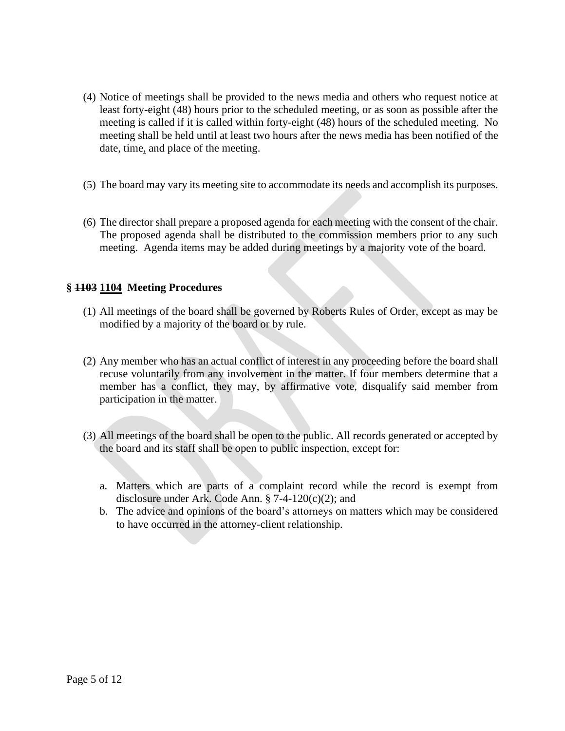(4) Notice of meetings shall be provided to the news media and others who request notice at least forty-eight (48) hours prior to the scheduled meeting, or as soon as possible after the meeting is called if it is called within forty-eight (48) hours of the scheduled meeting. No meeting shall be held until at least two hours after the news media has been notified of the date, time, and place of the meeting.

(5) The board may vary its meeting site to accommodate its needs and accomplish its purposes.

(6) The director shall prepare a proposed agenda for each meeting with the consent of the chair. The proposed agenda shall be distributed to the commission members prior to any such meeting. Agenda items may be added during meetings by a majority vote of the board.

**§ ~~1103~~ 1104 Meeting Procedures**

(1) All meetings of the board shall be governed by Roberts Rules of Order, except as may be modified by a majority of the board or by rule.

(2) Any member who has an actual conflict of interest in any proceeding before the board shall recuse voluntarily from any involvement in the matter. If four members determine that a member has a conflict, they may, by affirmative vote, disqualify said member from participation in the matter.

(3) All meetings of the board shall be open to the public. All records generated or accepted by the board and its staff shall be open to public inspection, except for:

   a. Matters which are parts of a complaint record while the record is exempt from disclosure under Ark. Code Ann. § 7-4-120(c)(2); and
   b. The advice and opinions of the board's attorneys on matters which may be considered to have occurred in the attorney-client relationship.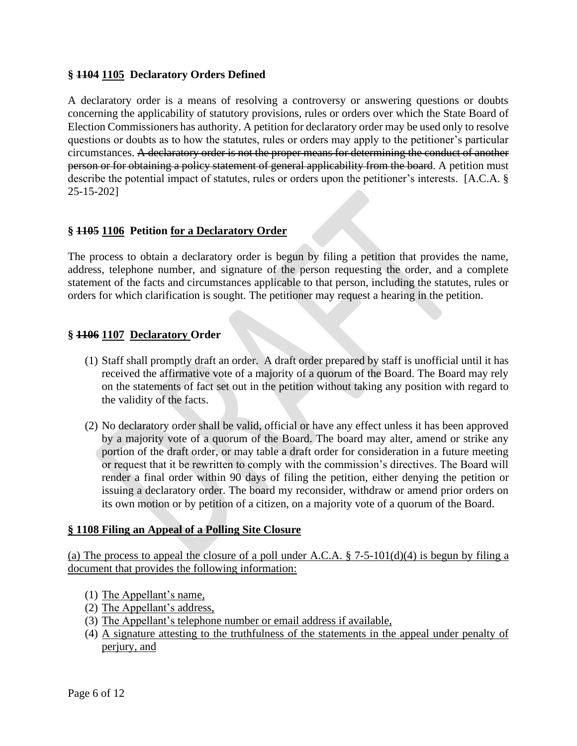### § ~~1104~~ <u>1105</u> Declaratory Orders Defined

A declaratory order is a means of resolving a controversy or answering questions or doubts concerning the applicability of statutory provisions, rules or orders over which the State Board of Election Commissioners has authority. A petition for declaratory order may be used only to resolve questions or doubts as to how the statutes, rules or orders may apply to the petitioner's particular circumstances. ~~A declaratory order is not the proper means for determining the conduct of another person or for obtaining a policy statement of general applicability from the board~~. A petition must describe the potential impact of statutes, rules or orders upon the petitioner's interests. [A.C.A. § 25-15-202]

### § ~~1105~~ <u>1106</u> Petition <u>for a Declaratory Order</u>

The process to obtain a declaratory order is begun by filing a petition that provides the name, address, telephone number, and signature of the person requesting the order, and a complete statement of the facts and circumstances applicable to that person, including the statutes, rules or orders for which clarification is sought. The petitioner may request a hearing in the petition.

### § ~~1106~~ <u>1107</u> <u>Declaratory</u> Order

(1) Staff shall promptly draft an order. A draft order prepared by staff is unofficial until it has received the affirmative vote of a majority of a quorum of the Board. The Board may rely on the statements of fact set out in the petition without taking any position with regard to the validity of the facts.

(2) No declaratory order shall be valid, official or have any effect unless it has been approved by a majority vote of a quorum of the Board. The board may alter, amend or strike any portion of the draft order, or may table a draft order for consideration in a future meeting or request that it be rewritten to comply with the commission's directives. The Board will render a final order within 90 days of filing the petition, either denying the petition or issuing a declaratory order. The board my reconsider, withdraw or amend prior orders on its own motion or by petition of a citizen, on a majority vote of a quorum of the Board.

### <u>§ 1108 Filing an Appeal of a Polling Site Closure</u>

<u>(a) The process to appeal the closure of a poll under A.C.A. § 7-5-101(d)(4) is begun by filing a document that provides the following information:</u>

(1) <u>The Appellant's name,</u>
(2) <u>The Appellant's address,</u>
(3) <u>The Appellant's telephone number or email address if available,</u>
(4) <u>A signature attesting to the truthfulness of the statements in the appeal under penalty of perjury, and</u>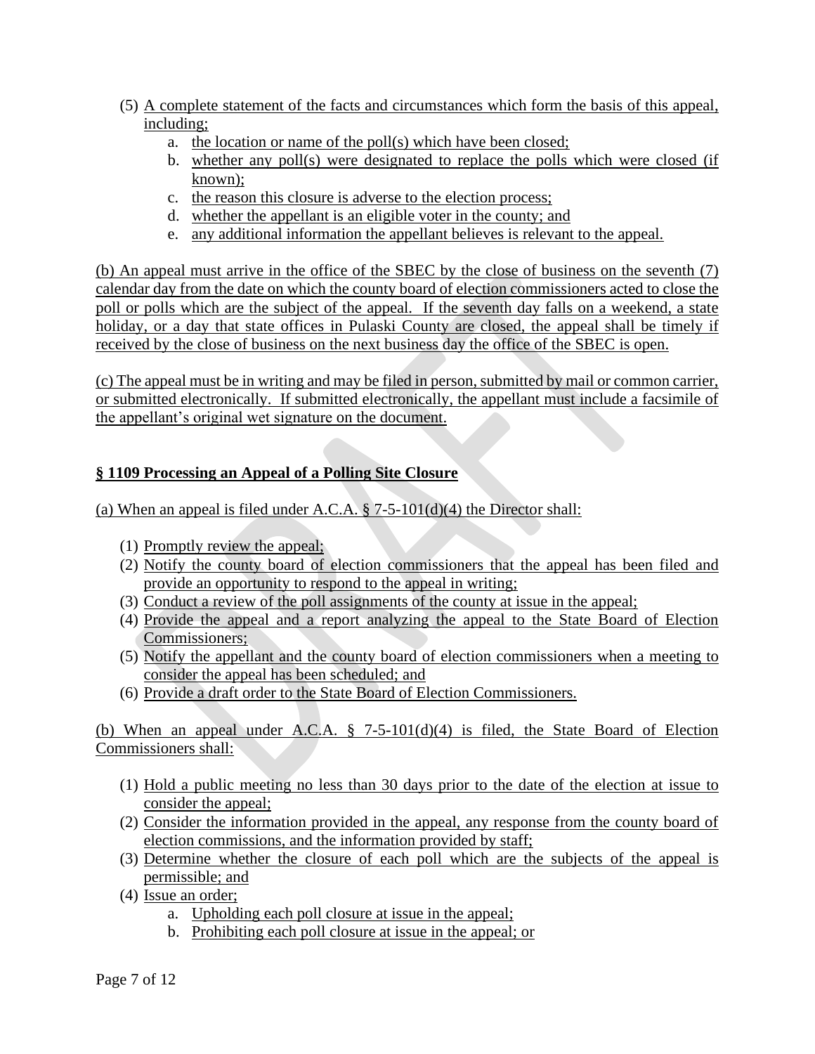(5) A complete statement of the facts and circumstances which form the basis of this appeal, including;
   a. the location or name of the poll(s) which have been closed;
   b. whether any poll(s) were designated to replace the polls which were closed (if known);
   c. the reason this closure is adverse to the election process;
   d. whether the appellant is an eligible voter in the county; and
   e. any additional information the appellant believes is relevant to the appeal.

(b) An appeal must arrive in the office of the SBEC by the close of business on the seventh (7) calendar day from the date on which the county board of election commissioners acted to close the poll or polls which are the subject of the appeal. If the seventh day falls on a weekend, a state holiday, or a day that state offices in Pulaski County are closed, the appeal shall be timely if received by the close of business on the next business day the office of the SBEC is open.

(c) The appeal must be in writing and may be filed in person, submitted by mail or common carrier, or submitted electronically. If submitted electronically, the appellant must include a facsimile of the appellant's original wet signature on the document.

**§ 1109 Processing an Appeal of a Polling Site Closure**

(a) When an appeal is filed under A.C.A. § 7-5-101(d)(4) the Director shall:

(1) Promptly review the appeal;
(2) Notify the county board of election commissioners that the appeal has been filed and provide an opportunity to respond to the appeal in writing;
(3) Conduct a review of the poll assignments of the county at issue in the appeal;
(4) Provide the appeal and a report analyzing the appeal to the State Board of Election Commissioners;
(5) Notify the appellant and the county board of election commissioners when a meeting to consider the appeal has been scheduled; and
(6) Provide a draft order to the State Board of Election Commissioners.

(b) When an appeal under A.C.A. § 7-5-101(d)(4) is filed, the State Board of Election Commissioners shall:

(1) Hold a public meeting no less than 30 days prior to the date of the election at issue to consider the appeal;
(2) Consider the information provided in the appeal, any response from the county board of election commissions, and the information provided by staff;
(3) Determine whether the closure of each poll which are the subjects of the appeal is permissible; and
(4) Issue an order;
   a. Upholding each poll closure at issue in the appeal;
   b. Prohibiting each poll closure at issue in the appeal; or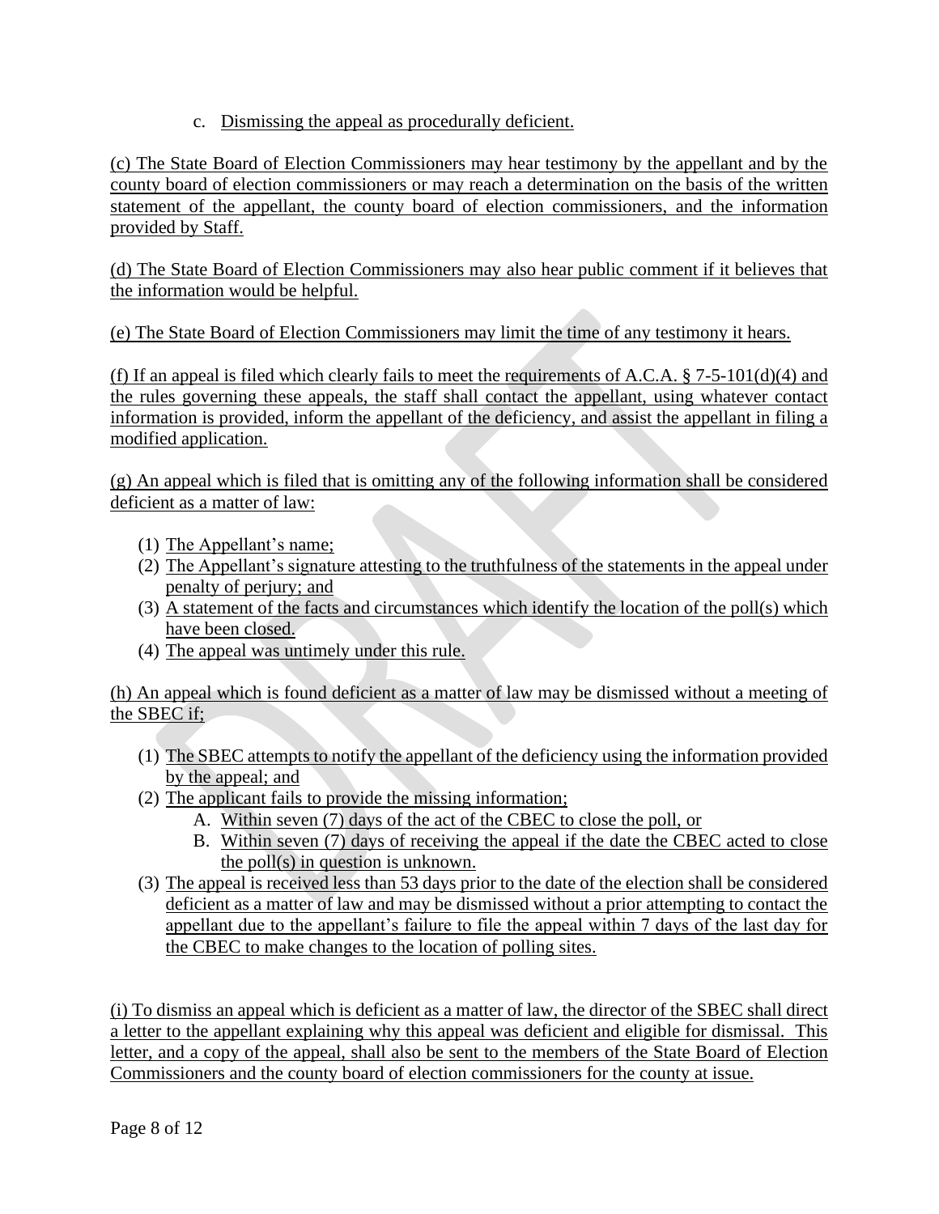c. Dismissing the appeal as procedurally deficient.

(c) The State Board of Election Commissioners may hear testimony by the appellant and by the county board of election commissioners or may reach a determination on the basis of the written statement of the appellant, the county board of election commissioners, and the information provided by Staff.

(d) The State Board of Election Commissioners may also hear public comment if it believes that the information would be helpful.

(e) The State Board of Election Commissioners may limit the time of any testimony it hears.

(f) If an appeal is filed which clearly fails to meet the requirements of A.C.A. § 7-5-101(d)(4) and the rules governing these appeals, the staff shall contact the appellant, using whatever contact information is provided, inform the appellant of the deficiency, and assist the appellant in filing a modified application.

(g) An appeal which is filed that is omitting any of the following information shall be considered deficient as a matter of law:

1. The Appellant's name;
2. The Appellant's signature attesting to the truthfulness of the statements in the appeal under penalty of perjury; and
3. A statement of the facts and circumstances which identify the location of the poll(s) which have been closed.
4. The appeal was untimely under this rule.

(h) An appeal which is found deficient as a matter of law may be dismissed without a meeting of the SBEC if;

1. The SBEC attempts to notify the appellant of the deficiency using the information provided by the appeal; and
2. The applicant fails to provide the missing information;
   A. Within seven (7) days of the act of the CBEC to close the poll, or
   B. Within seven (7) days of receiving the appeal if the date the CBEC acted to close the poll(s) in question is unknown.
3. The appeal is received less than 53 days prior to the date of the election shall be considered deficient as a matter of law and may be dismissed without a prior attempting to contact the appellant due to the appellant's failure to file the appeal within 7 days of the last day for the CBEC to make changes to the location of polling sites.

(i) To dismiss an appeal which is deficient as a matter of law, the director of the SBEC shall direct a letter to the appellant explaining why this appeal was deficient and eligible for dismissal. This letter, and a copy of the appeal, shall also be sent to the members of the State Board of Election Commissioners and the county board of election commissioners for the county at issue.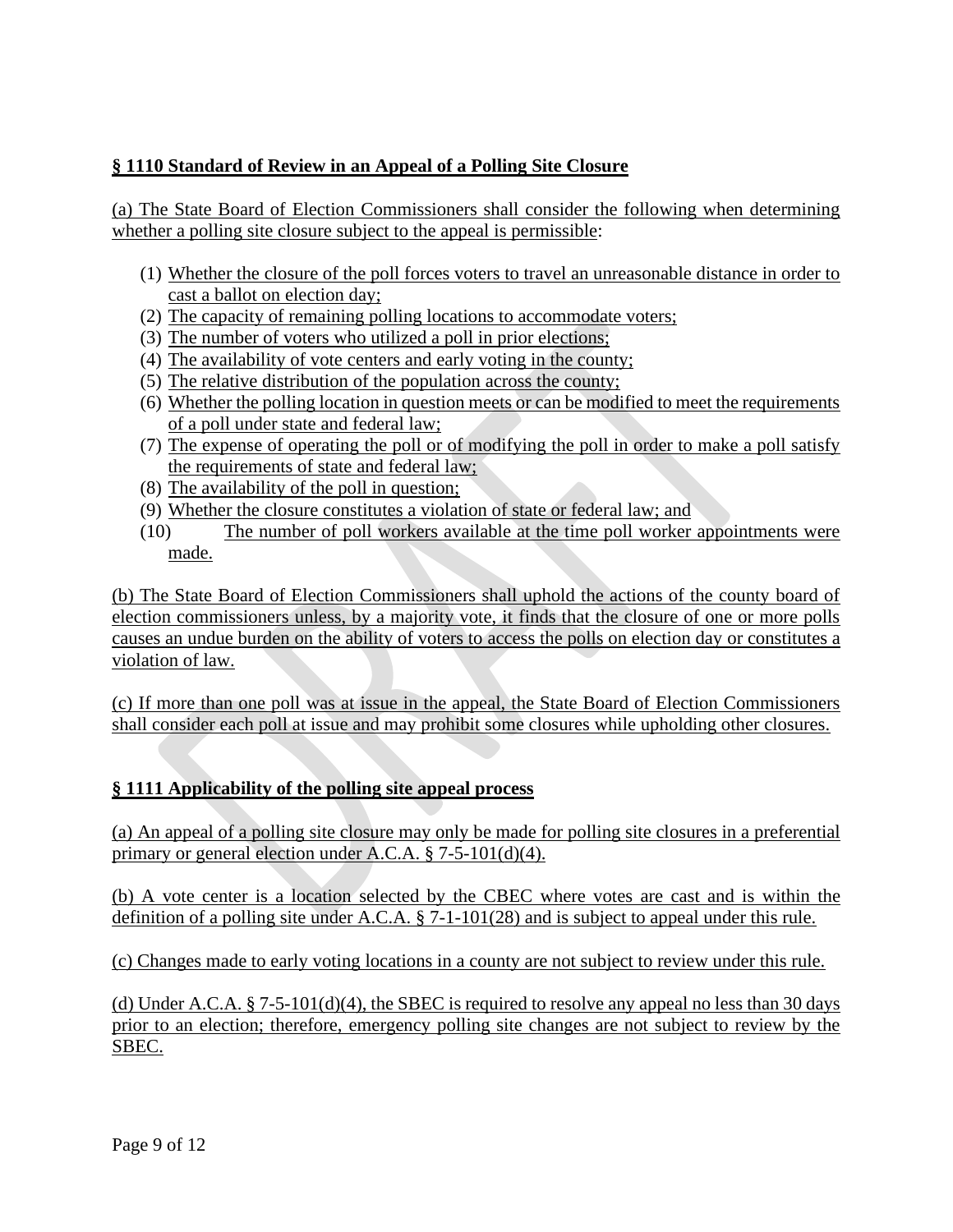**§ 1110 Standard of Review in an Appeal of a Polling Site Closure**

(a) The State Board of Election Commissioners shall consider the following when determining whether a polling site closure subject to the appeal is permissible:

(1) Whether the closure of the poll forces voters to travel an unreasonable distance in order to cast a ballot on election day;
(2) The capacity of remaining polling locations to accommodate voters;
(3) The number of voters who utilized a poll in prior elections;
(4) The availability of vote centers and early voting in the county;
(5) The relative distribution of the population across the county;
(6) Whether the polling location in question meets or can be modified to meet the requirements of a poll under state and federal law;
(7) The expense of operating the poll or of modifying the poll in order to make a poll satisfy the requirements of state and federal law;
(8) The availability of the poll in question;
(9) Whether the closure constitutes a violation of state or federal law; and
(10) The number of poll workers available at the time poll worker appointments were made.

(b) The State Board of Election Commissioners shall uphold the actions of the county board of election commissioners unless, by a majority vote, it finds that the closure of one or more polls causes an undue burden on the ability of voters to access the polls on election day or constitutes a violation of law.

(c) If more than one poll was at issue in the appeal, the State Board of Election Commissioners shall consider each poll at issue and may prohibit some closures while upholding other closures.

**§ 1111 Applicability of the polling site appeal process**

(a) An appeal of a polling site closure may only be made for polling site closures in a preferential primary or general election under A.C.A. § 7-5-101(d)(4).

(b) A vote center is a location selected by the CBEC where votes are cast and is within the definition of a polling site under A.C.A. § 7-1-101(28) and is subject to appeal under this rule.

(c) Changes made to early voting locations in a county are not subject to review under this rule.

(d) Under A.C.A. § 7-5-101(d)(4), the SBEC is required to resolve any appeal no less than 30 days prior to an election; therefore, emergency polling site changes are not subject to review by the SBEC.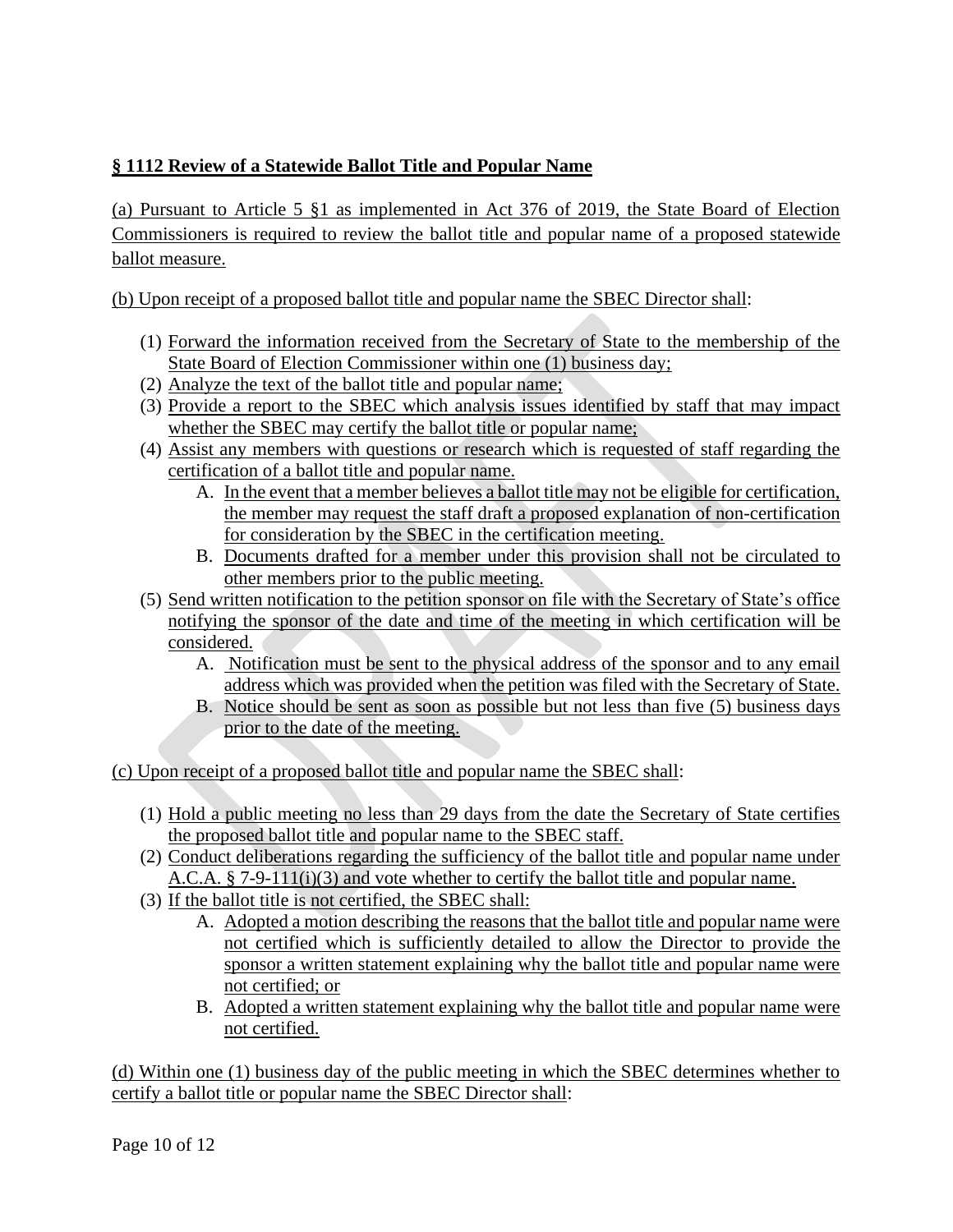**§ 1112 Review of a Statewide Ballot Title and Popular Name**

(a) Pursuant to Article 5 §1 as implemented in Act 376 of 2019, the State Board of Election Commissioners is required to review the ballot title and popular name of a proposed statewide ballot measure.

(b) Upon receipt of a proposed ballot title and popular name the SBEC Director shall:

(1) Forward the information received from the Secretary of State to the membership of the State Board of Election Commissioner within one (1) business day;
(2) Analyze the text of the ballot title and popular name;
(3) Provide a report to the SBEC which analysis issues identified by staff that may impact whether the SBEC may certify the ballot title or popular name;
(4) Assist any members with questions or research which is requested of staff regarding the certification of a ballot title and popular name.
   A. In the event that a member believes a ballot title may not be eligible for certification, the member may request the staff draft a proposed explanation of non-certification for consideration by the SBEC in the certification meeting.
   B. Documents drafted for a member under this provision shall not be circulated to other members prior to the public meeting.
(5) Send written notification to the petition sponsor on file with the Secretary of State's office notifying the sponsor of the date and time of the meeting in which certification will be considered.
   A. Notification must be sent to the physical address of the sponsor and to any email address which was provided when the petition was filed with the Secretary of State.
   B. Notice should be sent as soon as possible but not less than five (5) business days prior to the date of the meeting.

(c) Upon receipt of a proposed ballot title and popular name the SBEC shall:

(1) Hold a public meeting no less than 29 days from the date the Secretary of State certifies the proposed ballot title and popular name to the SBEC staff.
(2) Conduct deliberations regarding the sufficiency of the ballot title and popular name under A.C.A. § 7-9-111(i)(3) and vote whether to certify the ballot title and popular name.
(3) If the ballot title is not certified, the SBEC shall:
   A. Adopted a motion describing the reasons that the ballot title and popular name were not certified which is sufficiently detailed to allow the Director to provide the sponsor a written statement explaining why the ballot title and popular name were not certified; or
   B. Adopted a written statement explaining why the ballot title and popular name were not certified.

(d) Within one (1) business day of the public meeting in which the SBEC determines whether to certify a ballot title or popular name the SBEC Director shall: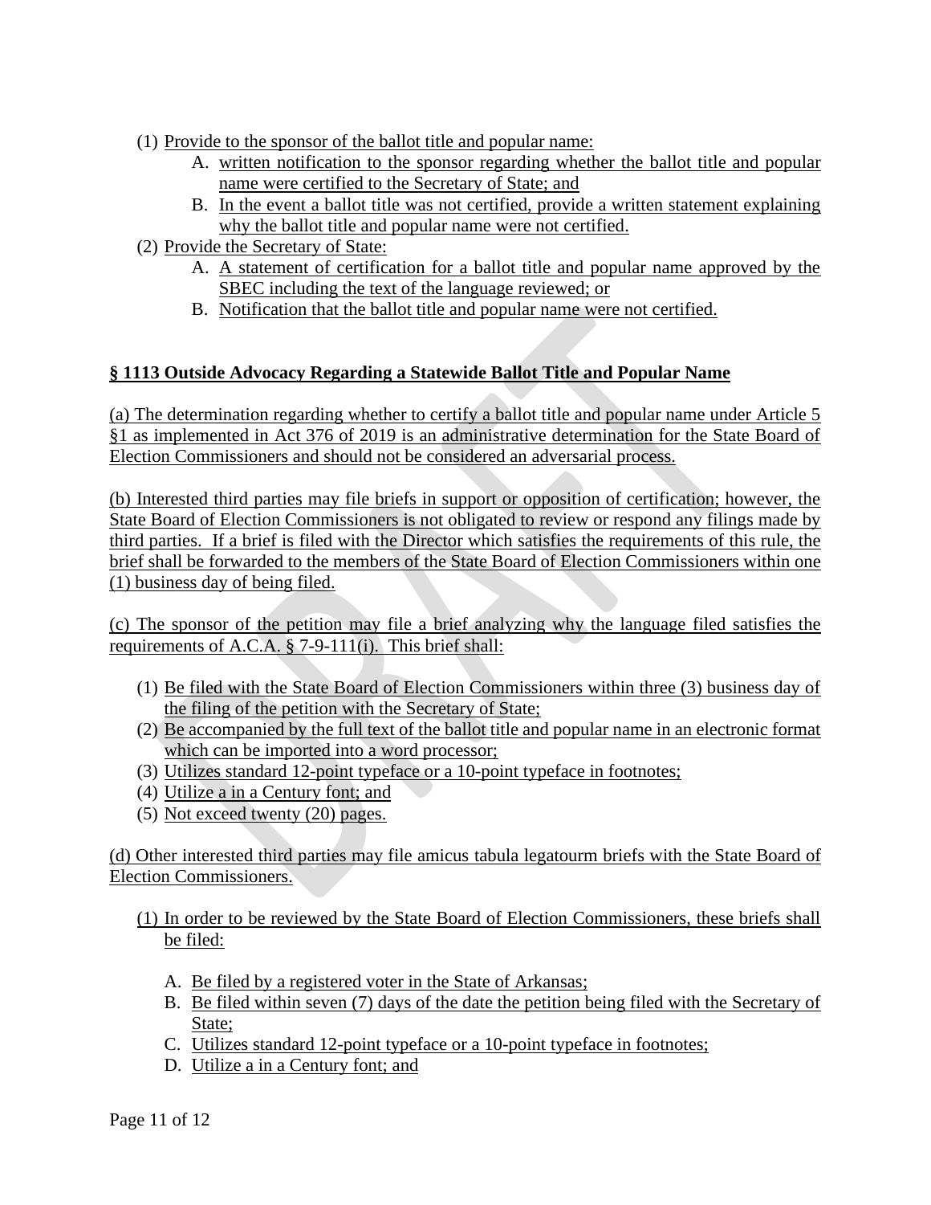(1) Provide to the sponsor of the ballot title and popular name:

   A. written notification to the sponsor regarding whether the ballot title and popular name were certified to the Secretary of State; and
   B. In the event a ballot title was not certified, provide a written statement explaining why the ballot title and popular name were not certified.

(2) Provide the Secretary of State:

   A. A statement of certification for a ballot title and popular name approved by the SBEC including the text of the language reviewed; or
   B. Notification that the ballot title and popular name were not certified.

## § 1113 Outside Advocacy Regarding a Statewide Ballot Title and Popular Name

(a) The determination regarding whether to certify a ballot title and popular name under Article 5 §1 as implemented in Act 376 of 2019 is an administrative determination for the State Board of Election Commissioners and should not be considered an adversarial process.

(b) Interested third parties may file briefs in support or opposition of certification; however, the State Board of Election Commissioners is not obligated to review or respond any filings made by third parties. If a brief is filed with the Director which satisfies the requirements of this rule, the brief shall be forwarded to the members of the State Board of Election Commissioners within one (1) business day of being filed.

(c) The sponsor of the petition may file a brief analyzing why the language filed satisfies the requirements of A.C.A. § 7-9-111(i). This brief shall:

(1) Be filed with the State Board of Election Commissioners within three (3) business day of the filing of the petition with the Secretary of State;
(2) Be accompanied by the full text of the ballot title and popular name in an electronic format which can be imported into a word processor;
(3) Utilizes standard 12-point typeface or a 10-point typeface in footnotes;
(4) Utilize a in a Century font; and
(5) Not exceed twenty (20) pages.

(d) Other interested third parties may file amicus tabula legatourm briefs with the State Board of Election Commissioners.

(1) In order to be reviewed by the State Board of Election Commissioners, these briefs shall be filed:

   A. Be filed by a registered voter in the State of Arkansas;
   B. Be filed within seven (7) days of the date the petition being filed with the Secretary of State;
   C. Utilizes standard 12-point typeface or a 10-point typeface in footnotes;
   D. Utilize a in a Century font; and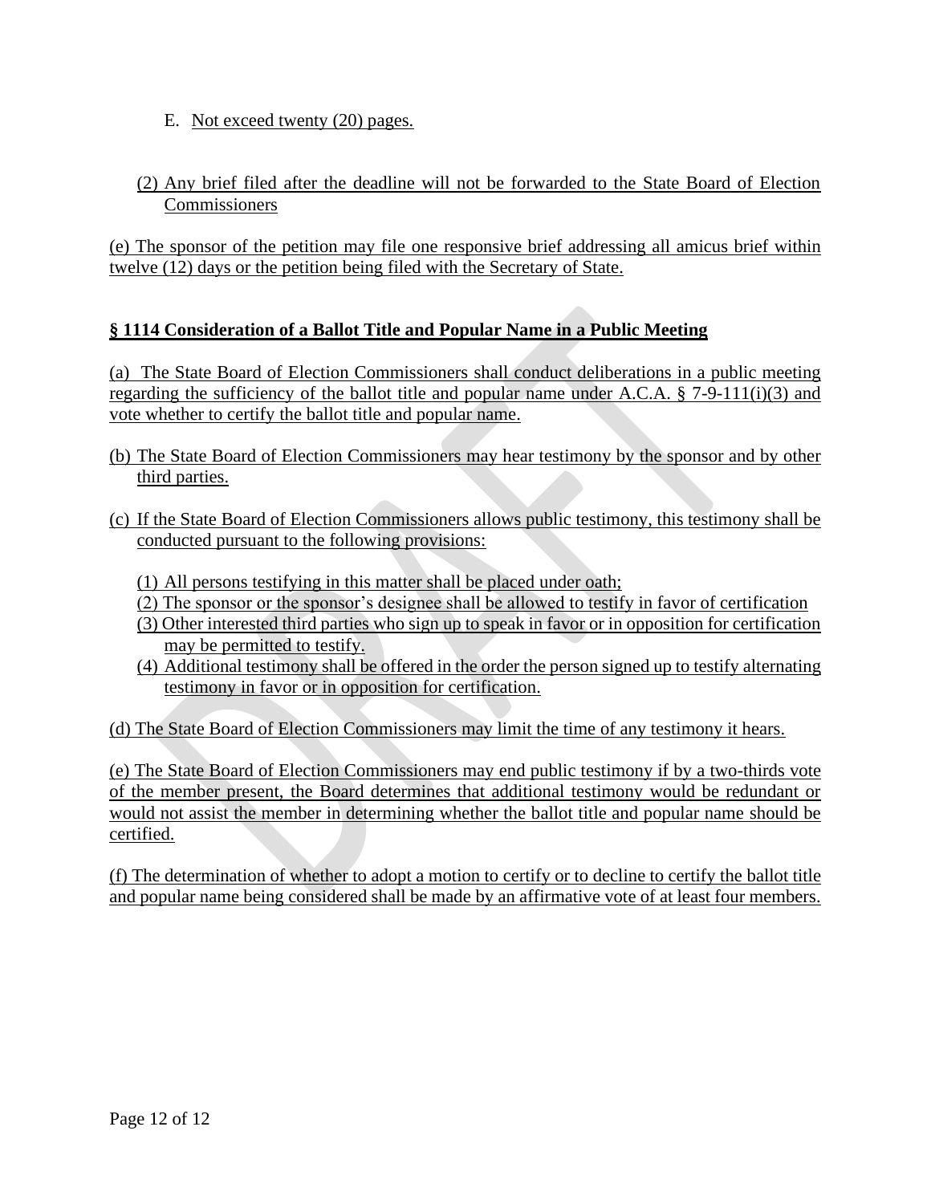E. Not exceed twenty (20) pages.

(2) Any brief filed after the deadline will not be forwarded to the State Board of Election Commissioners

(e) The sponsor of the petition may file one responsive brief addressing all amicus brief within twelve (12) days or the petition being filed with the Secretary of State.

**§ 1114 Consideration of a Ballot Title and Popular Name in a Public Meeting**

(a) The State Board of Election Commissioners shall conduct deliberations in a public meeting regarding the sufficiency of the ballot title and popular name under A.C.A. § 7-9-111(i)(3) and vote whether to certify the ballot title and popular name.

(b) The State Board of Election Commissioners may hear testimony by the sponsor and by other third parties.

(c) If the State Board of Election Commissioners allows public testimony, this testimony shall be conducted pursuant to the following provisions:

(1) All persons testifying in this matter shall be placed under oath;
(2) The sponsor or the sponsor's designee shall be allowed to testify in favor of certification
(3) Other interested third parties who sign up to speak in favor or in opposition for certification may be permitted to testify.
(4) Additional testimony shall be offered in the order the person signed up to testify alternating testimony in favor or in opposition for certification.

(d) The State Board of Election Commissioners may limit the time of any testimony it hears.

(e) The State Board of Election Commissioners may end public testimony if by a two-thirds vote of the member present, the Board determines that additional testimony would be redundant or would not assist the member in determining whether the ballot title and popular name should be certified.

(f) The determination of whether to adopt a motion to certify or to decline to certify the ballot title and popular name being considered shall be made by an affirmative vote of at least four members.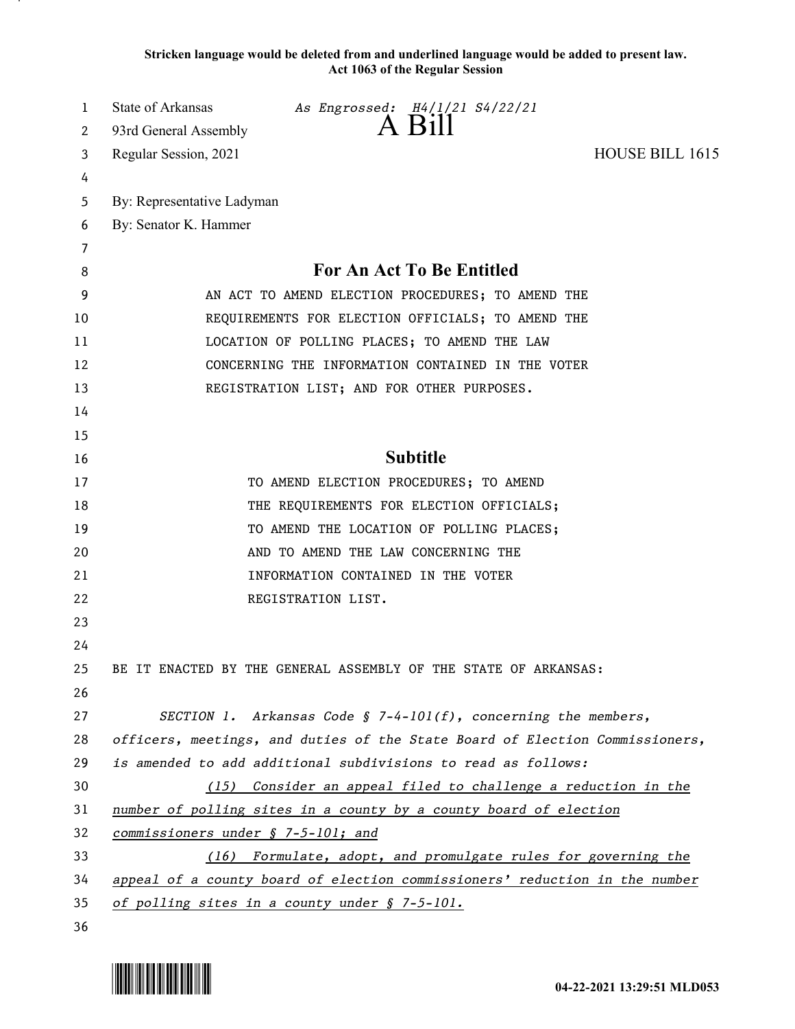**Stricken language would be deleted from and underlined language would be added to present law.**
**Act 1063 of the Regular Session**

State of Arkansas *As Engrossed: H4/1/21 S4/22/21*
93rd General Assembly
# A Bill
Regular Session, 2021 HOUSE BILL 1615

By: Representative Ladyman
By: Senator K. Hammer

## For An Act To Be Entitled

AN ACT TO AMEND ELECTION PROCEDURES; TO AMEND THE REQUIREMENTS FOR ELECTION OFFICIALS; TO AMEND THE LOCATION OF POLLING PLACES; TO AMEND THE LAW CONCERNING THE INFORMATION CONTAINED IN THE VOTER REGISTRATION LIST; AND FOR OTHER PURPOSES.

## Subtitle

TO AMEND ELECTION PROCEDURES; TO AMEND THE REQUIREMENTS FOR ELECTION OFFICIALS; TO AMEND THE LOCATION OF POLLING PLACES; AND TO AMEND THE LAW CONCERNING THE INFORMATION CONTAINED IN THE VOTER REGISTRATION LIST.

BE IT ENACTED BY THE GENERAL ASSEMBLY OF THE STATE OF ARKANSAS:

*SECTION 1. Arkansas Code § 7-4-101(f), concerning the members, officers, meetings, and duties of the State Board of Election Commissioners, is amended to add additional subdivisions to read as follows:*

<u>*(15) Consider an appeal filed to challenge a reduction in the number of polling sites in a county by a county board of election commissioners under § 7-5-101; and*</u>

<u>*(16) Formulate, adopt, and promulgate rules for governing the appeal of a county board of election commissioners' reduction in the number of polling sites in a county under § 7-5-101.*</u>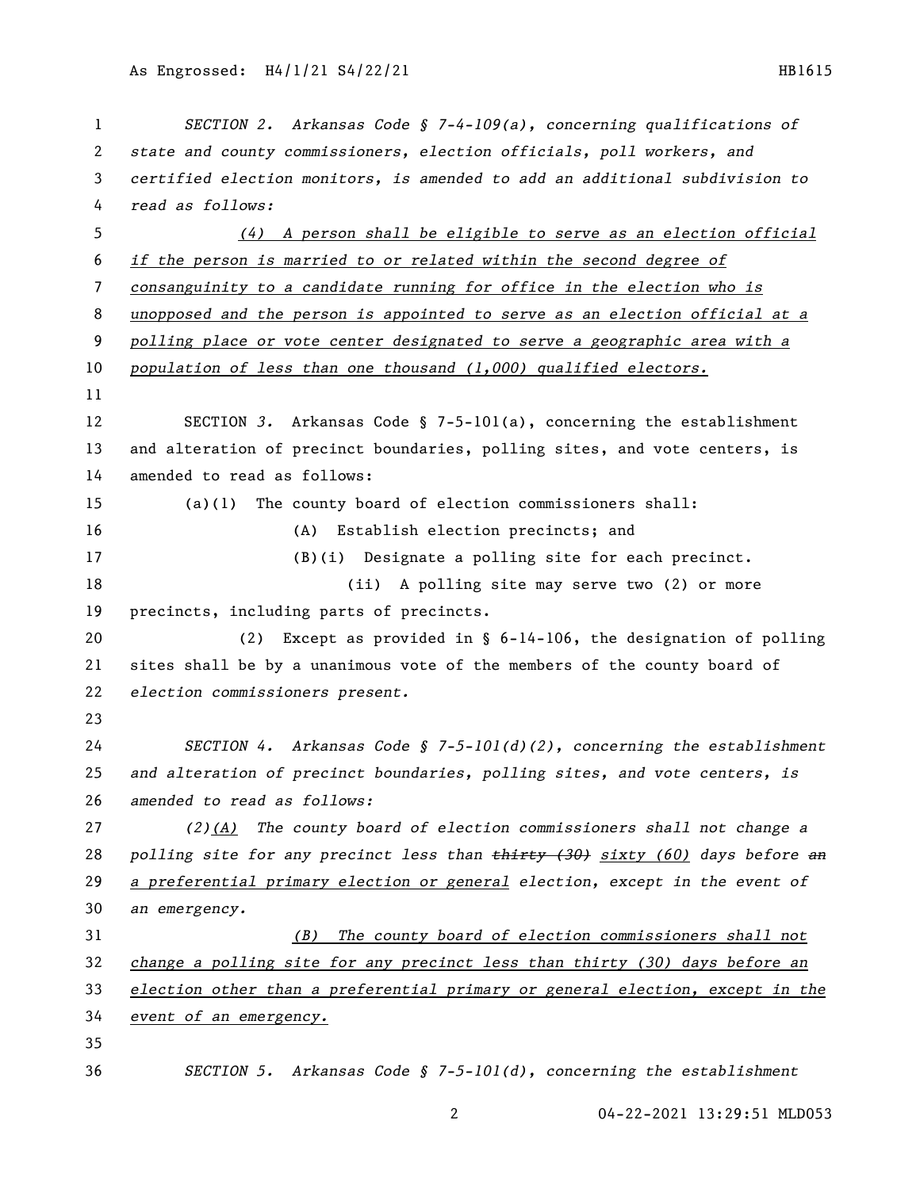*SECTION 2. Arkansas Code § 7-4-109(a), concerning qualifications of state and county commissioners, election officials, poll workers, and certified election monitors, is amended to add an additional subdivision to read as follows:*

<u>*(4) A person shall be eligible to serve as an election official if the person is married to or related within the second degree of consanguinity to a candidate running for office in the election who is unopposed and the person is appointed to serve as an election official at a polling place or vote center designated to serve a geographic area with a population of less than one thousand (1,000) qualified electors.*</u>

SECTION *3.* Arkansas Code § 7-5-101(a), concerning the establishment and alteration of precinct boundaries, polling sites, and vote centers, is amended to read as follows:

(a)(1) The county board of election commissioners shall:

(A) Establish election precincts; and

(B)(i) Designate a polling site for each precinct.

(ii) A polling site may serve two (2) or more precincts, including parts of precincts.

(2) Except as provided in § 6-14-106, the designation of polling sites shall be by a unanimous vote of the members of the county board of *election commissioners present.*

*SECTION 4. Arkansas Code § 7-5-101(d)(2), concerning the establishment and alteration of precinct boundaries, polling sites, and vote centers, is amended to read as follows:*

*(2)<u>(A)</u> The county board of election commissioners shall not change a polling site for any precinct less than ~~thirty (30)~~ <u>sixty (60)</u> days before ~~an~~ <u>a preferential primary election or general</u> election, except in the event of an emergency.*

<u>*(B) The county board of election commissioners shall not change a polling site for any precinct less than thirty (30) days before an election other than a preferential primary or general election, except in the event of an emergency.*</u>

*SECTION 5. Arkansas Code § 7-5-101(d), concerning the establishment*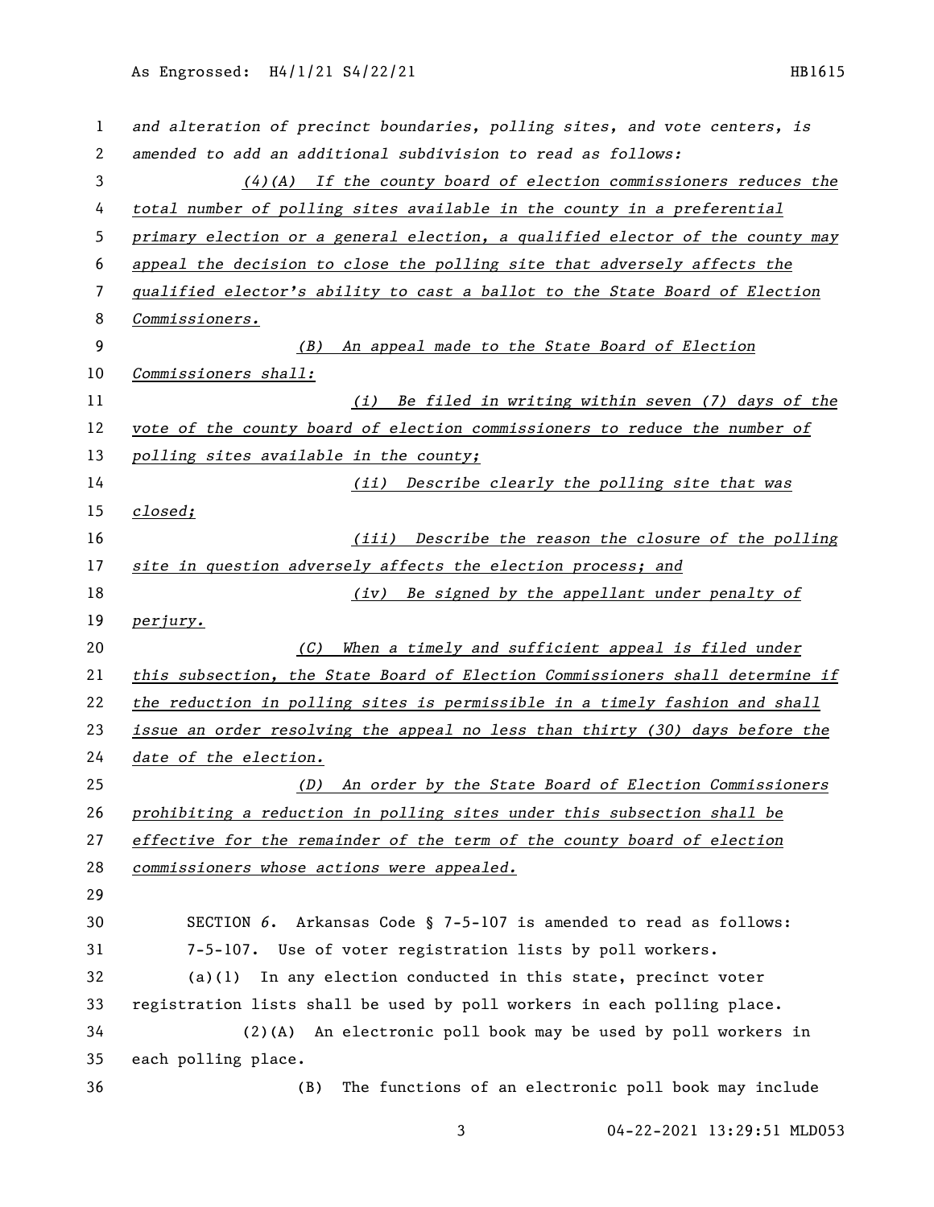*and alteration of precinct boundaries, polling sites, and vote centers, is amended to add an additional subdivision to read as follows:*

*(4)(A) If the county board of election commissioners reduces the total number of polling sites available in the county in a preferential primary election or a general election, a qualified elector of the county may appeal the decision to close the polling site that adversely affects the qualified elector's ability to cast a ballot to the State Board of Election Commissioners.*

*(B) An appeal made to the State Board of Election Commissioners shall:*

*(i) Be filed in writing within seven (7) days of the vote of the county board of election commissioners to reduce the number of polling sites available in the county;*

*(ii) Describe clearly the polling site that was closed;*

*(iii) Describe the reason the closure of the polling site in question adversely affects the election process; and*

*(iv) Be signed by the appellant under penalty of perjury.*

*(C) When a timely and sufficient appeal is filed under this subsection, the State Board of Election Commissioners shall determine if the reduction in polling sites is permissible in a timely fashion and shall issue an order resolving the appeal no less than thirty (30) days before the date of the election.*

*(D) An order by the State Board of Election Commissioners prohibiting a reduction in polling sites under this subsection shall be effective for the remainder of the term of the county board of election commissioners whose actions were appealed.*

SECTION *6*. Arkansas Code § 7-5-107 is amended to read as follows:

7-5-107. Use of voter registration lists by poll workers.

(a)(1) In any election conducted in this state, precinct voter registration lists shall be used by poll workers in each polling place.

(2)(A) An electronic poll book may be used by poll workers in each polling place.

(B) The functions of an electronic poll book may include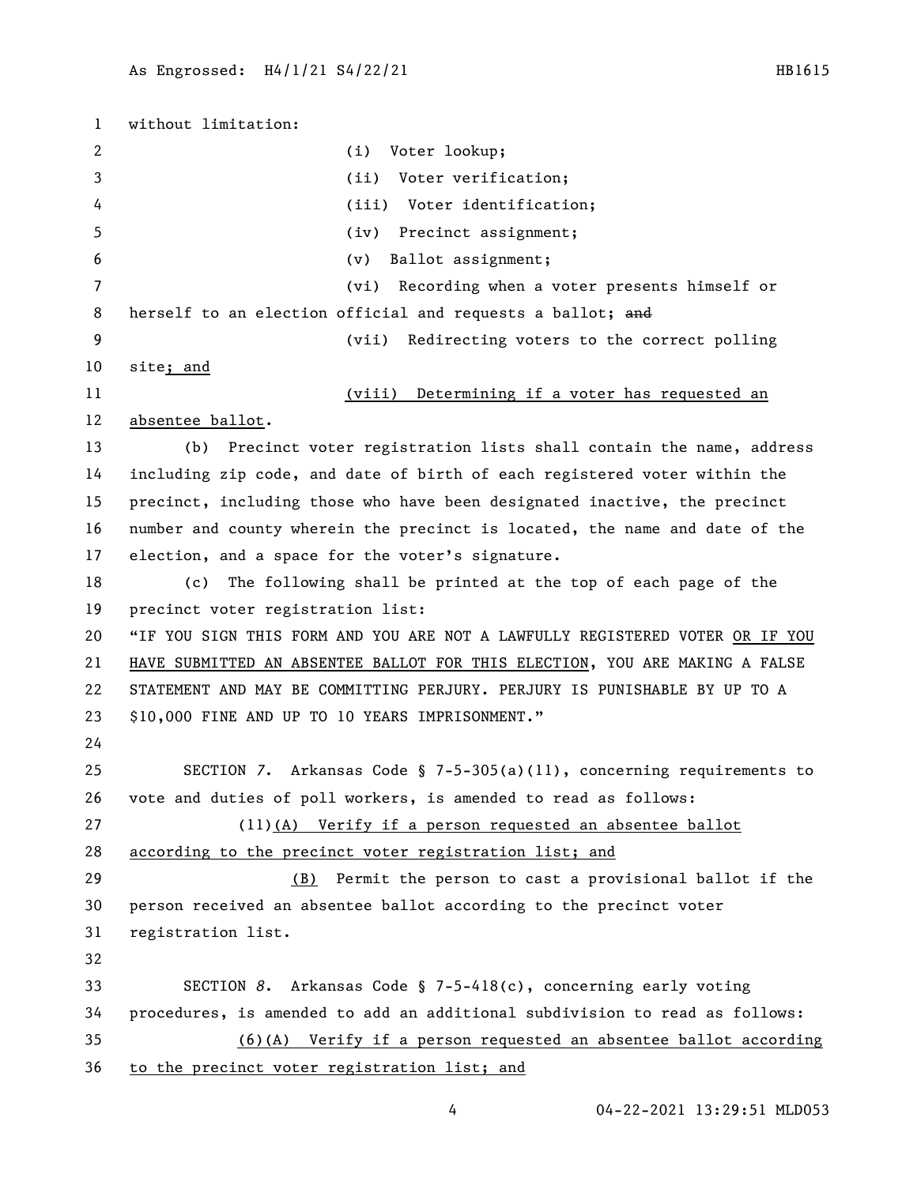without limitation:

(i) Voter lookup;

(ii) Voter verification;

(iii) Voter identification;

(iv) Precinct assignment;

(v) Ballot assignment;

(vi) Recording when a voter presents himself or herself to an election official and requests a ballot; ~~and~~

(vii) Redirecting voters to the correct polling site<u>; and</u>

<u>(viii) Determining if a voter has requested an absentee ballot</u>.

(b) Precinct voter registration lists shall contain the name, address including zip code, and date of birth of each registered voter within the precinct, including those who have been designated inactive, the precinct number and county wherein the precinct is located, the name and date of the election, and a space for the voter's signature.

(c) The following shall be printed at the top of each page of the precinct voter registration list:

"IF YOU SIGN THIS FORM AND YOU ARE NOT A LAWFULLY REGISTERED VOTER <u>OR IF YOU HAVE SUBMITTED AN ABSENTEE BALLOT FOR THIS ELECTION</u>, YOU ARE MAKING A FALSE STATEMENT AND MAY BE COMMITTING PERJURY. PERJURY IS PUNISHABLE BY UP TO A $10,000 FINE AND UP TO 10 YEARS IMPRISONMENT."

SECTION *7*. Arkansas Code § 7-5-305(a)(11), concerning requirements to vote and duties of poll workers, is amended to read as follows:

(11)<u>(A) Verify if a person requested an absentee ballot according to the precinct voter registration list; and</u>

<u>(B)</u> Permit the person to cast a provisional ballot if the person received an absentee ballot according to the precinct voter registration list.

SECTION *8*. Arkansas Code § 7-5-418(c), concerning early voting procedures, is amended to add an additional subdivision to read as follows:

<u>(6)(A) Verify if a person requested an absentee ballot according to the precinct voter registration list; and</u>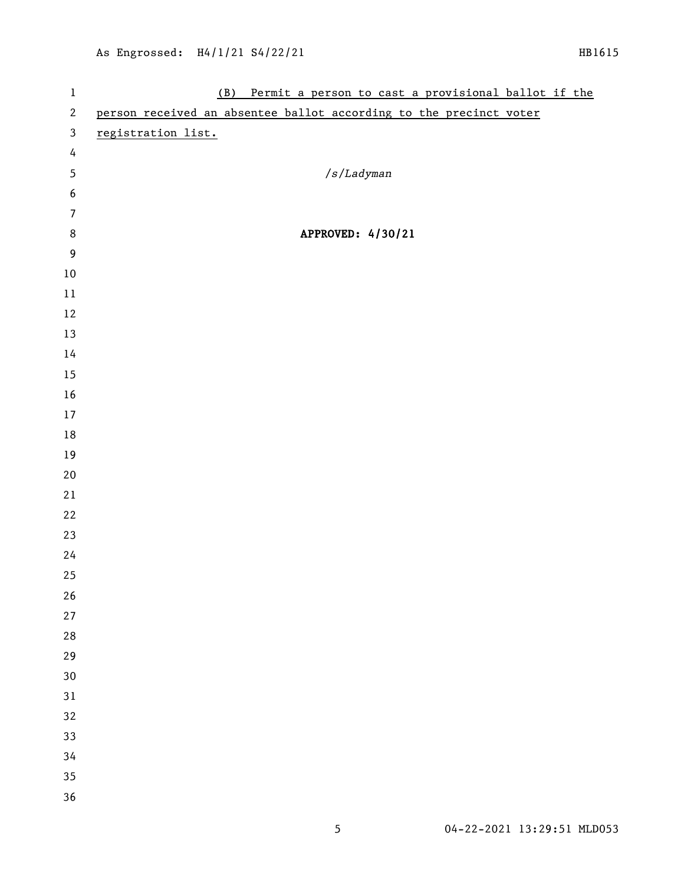(B) Permit a person to cast a provisional ballot if the person received an absentee ballot according to the precinct voter registration list.

*/s/Ladyman*

**APPROVED: 4/30/21**